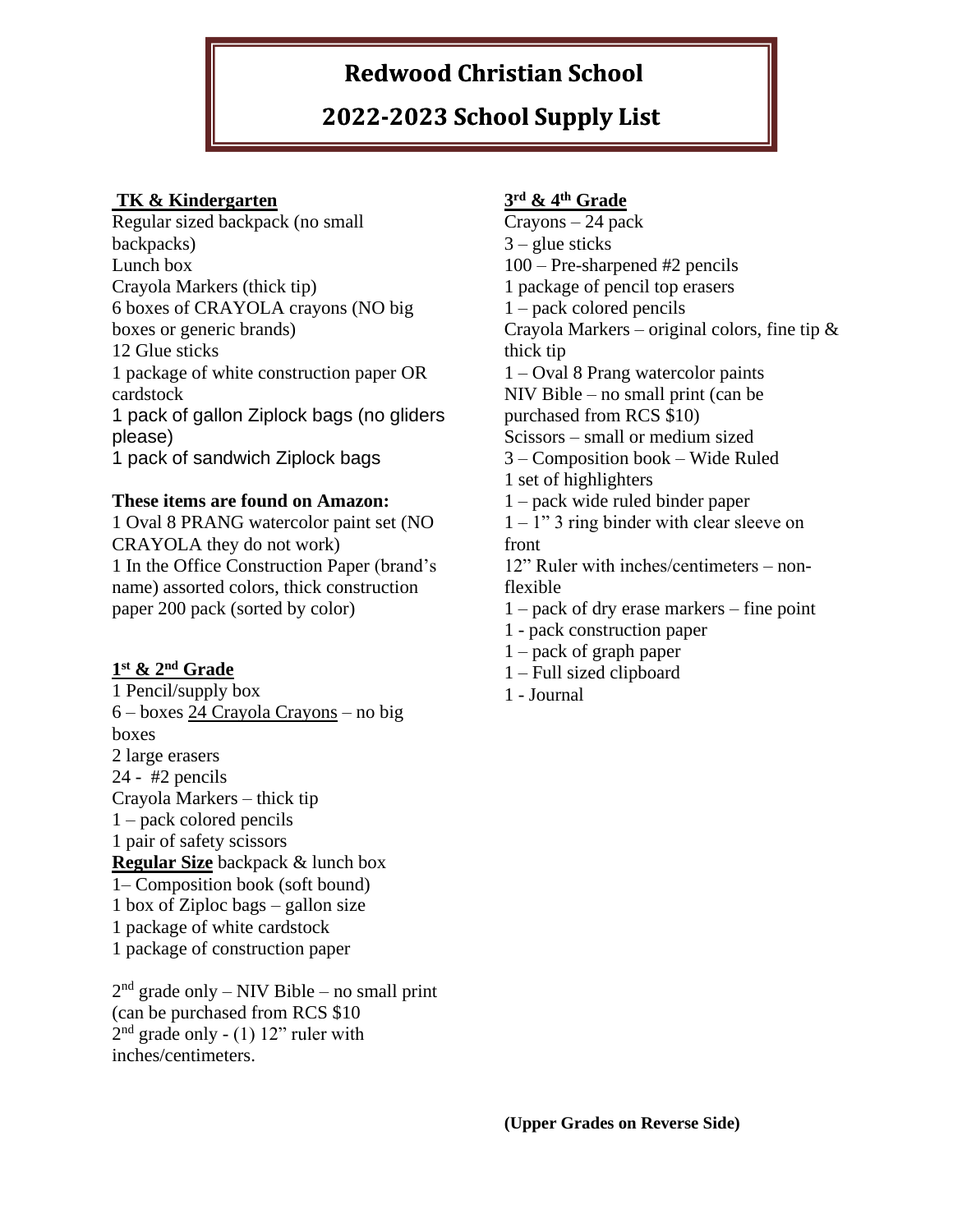# Redwood Christian School

## 2022-2023 School Supply List

### TK & Kindergarten

Regular sized backpack (no small backpacks)
Lunch box
Crayola Markers (thick tip)
6 boxes of CRAYOLA crayons (NO big boxes or generic brands)
12 Glue sticks
1 package of white construction paper OR cardstock
1 pack of gallon Ziplock bags (no gliders please)
1 pack of sandwich Ziplock bags

**These items are found on Amazon:**
1 Oval 8 PRANG watercolor paint set (NO CRAYOLA they do not work)
1 In the Office Construction Paper (brand's name) assorted colors, thick construction paper 200 pack (sorted by color)

### 1st & 2nd Grade

1 Pencil/supply box
6 – boxes 24 Crayola Crayons – no big boxes
2 large erasers
24 - #2 pencils
Crayola Markers – thick tip
1 – pack colored pencils
1 pair of safety scissors
**Regular Size** backpack & lunch box
1– Composition book (soft bound)
1 box of Ziploc bags – gallon size
1 package of white cardstock
1 package of construction paper

2nd grade only – NIV Bible – no small print (can be purchased from RCS $10
2nd grade only - (1) 12" ruler with inches/centimeters.

### 3rd & 4th Grade

Crayons – 24 pack
3 – glue sticks
100 – Pre-sharpened #2 pencils
1 package of pencil top erasers
1 – pack colored pencils
Crayola Markers – original colors, fine tip & thick tip
1 – Oval 8 Prang watercolor paints
NIV Bible – no small print (can be purchased from RCS $10)
Scissors – small or medium sized
3 – Composition book – Wide Ruled
1 set of highlighters
1 – pack wide ruled binder paper
1 – 1" 3 ring binder with clear sleeve on front
12" Ruler with inches/centimeters – non-flexible
1 – pack of dry erase markers – fine point
1 - pack construction paper
1 – pack of graph paper
1 – Full sized clipboard
1 - Journal

**(Upper Grades on Reverse Side)**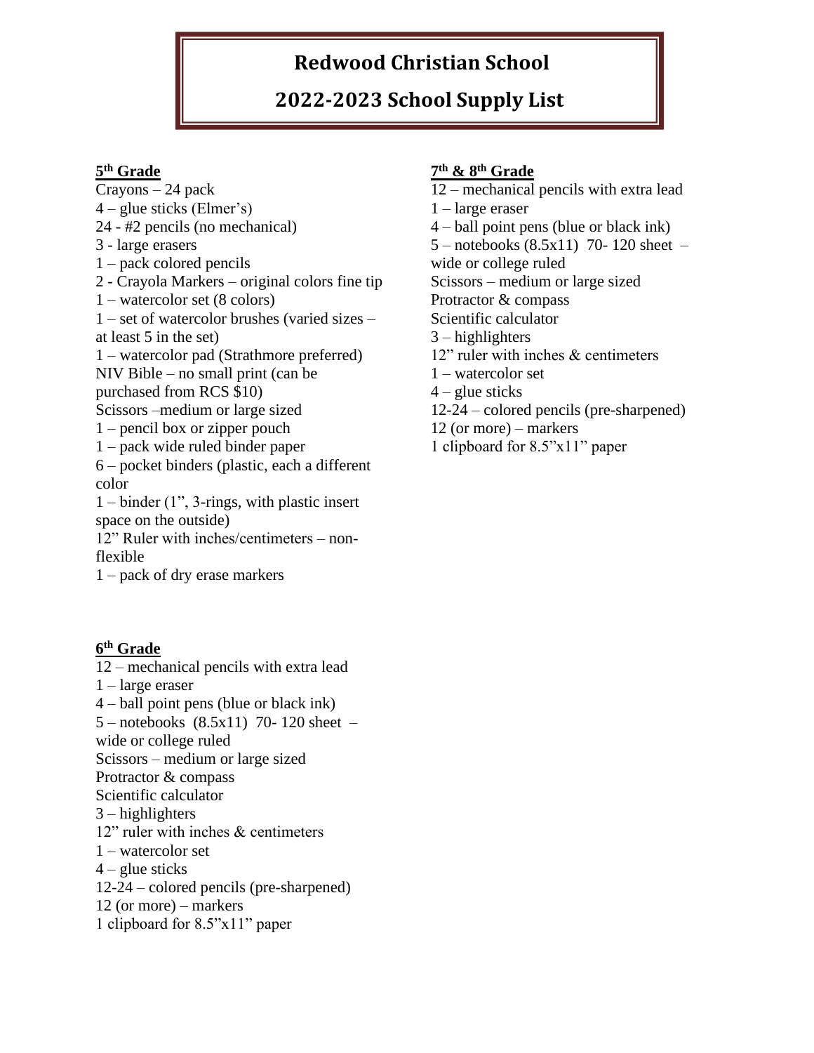# Redwood Christian School

## 2022-2023 School Supply List

### 5th Grade

Crayons – 24 pack
4 – glue sticks (Elmer's)
24 - #2 pencils (no mechanical)
3 - large erasers
1 – pack colored pencils
2 - Crayola Markers – original colors fine tip
1 – watercolor set (8 colors)
1 – set of watercolor brushes (varied sizes – at least 5 in the set)
1 – watercolor pad (Strathmore preferred)
NIV Bible – no small print (can be purchased from RCS $10)
Scissors –medium or large sized
1 – pencil box or zipper pouch
1 – pack wide ruled binder paper
6 – pocket binders (plastic, each a different color
1 – binder (1", 3-rings, with plastic insert space on the outside)
12" Ruler with inches/centimeters – non-flexible
1 – pack of dry erase markers

### 6th Grade

12 – mechanical pencils with extra lead
1 – large eraser
4 – ball point pens (blue or black ink)
5 – notebooks (8.5x11) 70- 120 sheet – wide or college ruled
Scissors – medium or large sized
Protractor & compass
Scientific calculator
3 – highlighters
12" ruler with inches & centimeters
1 – watercolor set
4 – glue sticks
12-24 – colored pencils (pre-sharpened)
12 (or more) – markers
1 clipboard for 8.5"x11" paper

### 7th & 8th Grade

12 – mechanical pencils with extra lead
1 – large eraser
4 – ball point pens (blue or black ink)
5 – notebooks (8.5x11) 70- 120 sheet – wide or college ruled
Scissors – medium or large sized
Protractor & compass
Scientific calculator
3 – highlighters
12" ruler with inches & centimeters
1 – watercolor set
4 – glue sticks
12-24 – colored pencils (pre-sharpened)
12 (or more) – markers
1 clipboard for 8.5"x11" paper